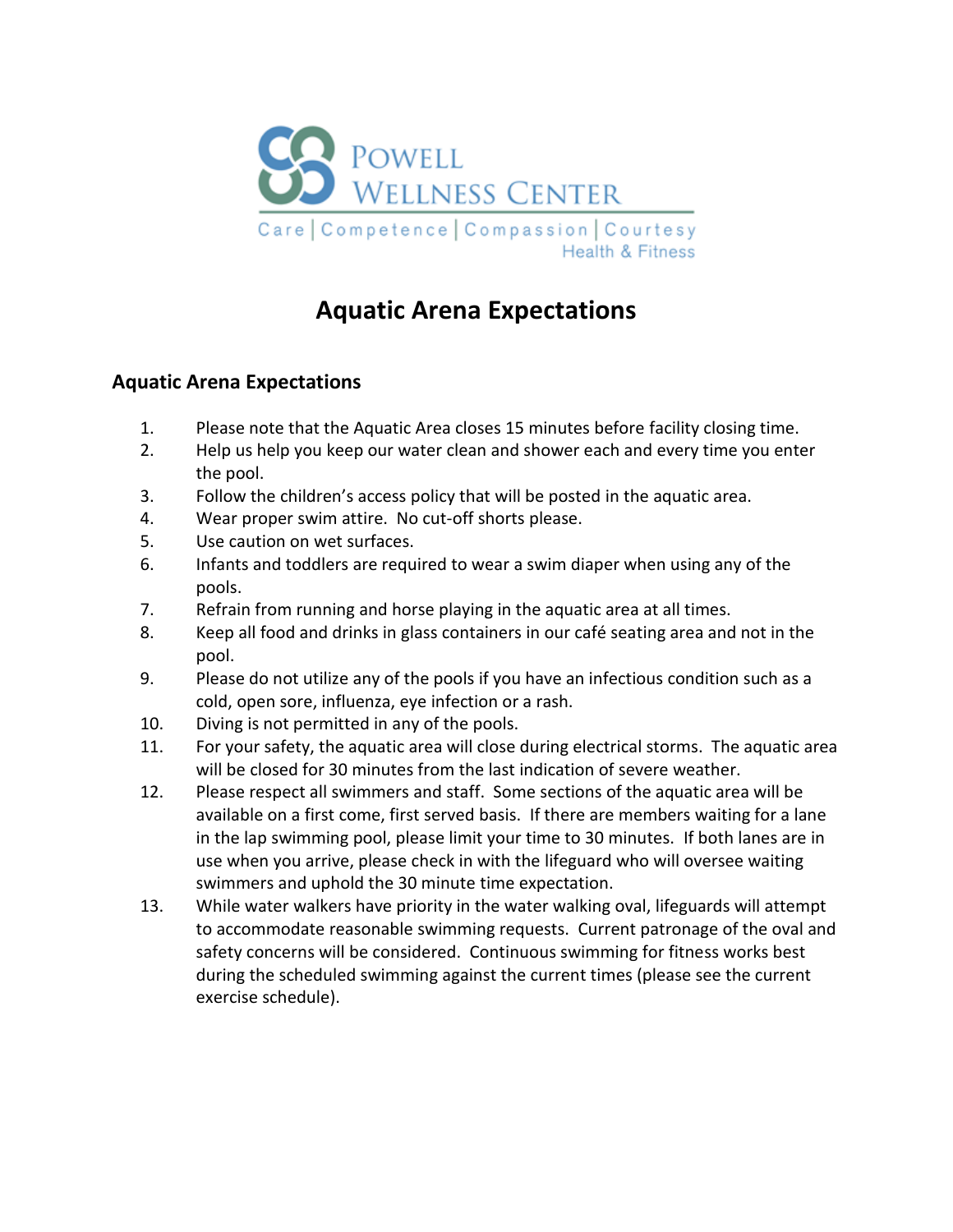POWELL WELLNESS CENTER

Care | Competence | Compassion | Courtesy

Health & Fitness

# Aquatic Arena Expectations

## Aquatic Arena Expectations

1. Please note that the Aquatic Area closes 15 minutes before facility closing time.
2. Help us help you keep our water clean and shower each and every time you enter the pool.
3. Follow the children's access policy that will be posted in the aquatic area.
4. Wear proper swim attire. No cut-off shorts please.
5. Use caution on wet surfaces.
6. Infants and toddlers are required to wear a swim diaper when using any of the pools.
7. Refrain from running and horse playing in the aquatic area at all times.
8. Keep all food and drinks in glass containers in our café seating area and not in the pool.
9. Please do not utilize any of the pools if you have an infectious condition such as a cold, open sore, influenza, eye infection or a rash.
10. Diving is not permitted in any of the pools.
11. For your safety, the aquatic area will close during electrical storms. The aquatic area will be closed for 30 minutes from the last indication of severe weather.
12. Please respect all swimmers and staff. Some sections of the aquatic area will be available on a first come, first served basis. If there are members waiting for a lane in the lap swimming pool, please limit your time to 30 minutes. If both lanes are in use when you arrive, please check in with the lifeguard who will oversee waiting swimmers and uphold the 30 minute time expectation.
13. While water walkers have priority in the water walking oval, lifeguards will attempt to accommodate reasonable swimming requests. Current patronage of the oval and safety concerns will be considered. Continuous swimming for fitness works best during the scheduled swimming against the current times (please see the current exercise schedule).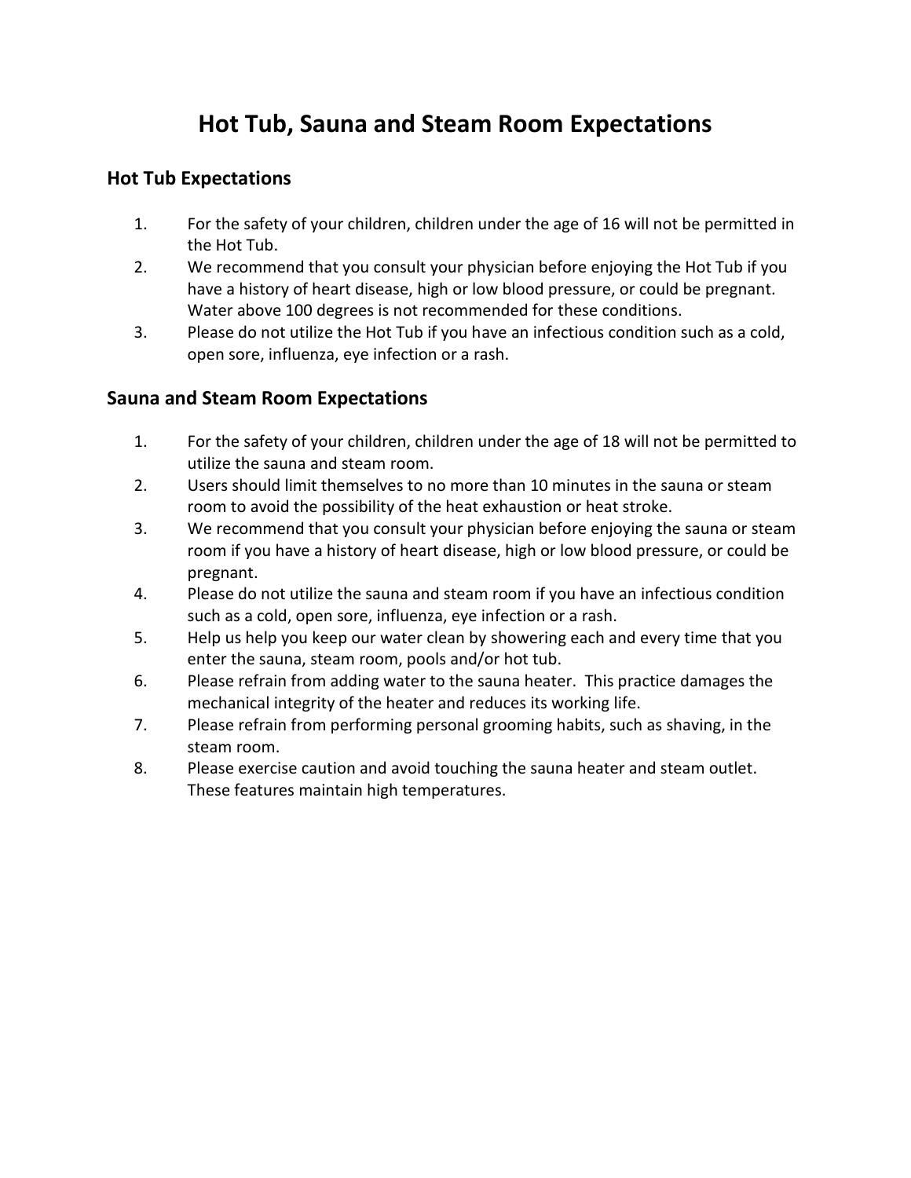# Hot Tub, Sauna and Steam Room Expectations

## Hot Tub Expectations

1. For the safety of your children, children under the age of 16 will not be permitted in the Hot Tub.
2. We recommend that you consult your physician before enjoying the Hot Tub if you have a history of heart disease, high or low blood pressure, or could be pregnant. Water above 100 degrees is not recommended for these conditions.
3. Please do not utilize the Hot Tub if you have an infectious condition such as a cold, open sore, influenza, eye infection or a rash.

## Sauna and Steam Room Expectations

1. For the safety of your children, children under the age of 18 will not be permitted to utilize the sauna and steam room.
2. Users should limit themselves to no more than 10 minutes in the sauna or steam room to avoid the possibility of the heat exhaustion or heat stroke.
3. We recommend that you consult your physician before enjoying the sauna or steam room if you have a history of heart disease, high or low blood pressure, or could be pregnant.
4. Please do not utilize the sauna and steam room if you have an infectious condition such as a cold, open sore, influenza, eye infection or a rash.
5. Help us help you keep our water clean by showering each and every time that you enter the sauna, steam room, pools and/or hot tub.
6. Please refrain from adding water to the sauna heater. This practice damages the mechanical integrity of the heater and reduces its working life.
7. Please refrain from performing personal grooming habits, such as shaving, in the steam room.
8. Please exercise caution and avoid touching the sauna heater and steam outlet. These features maintain high temperatures.